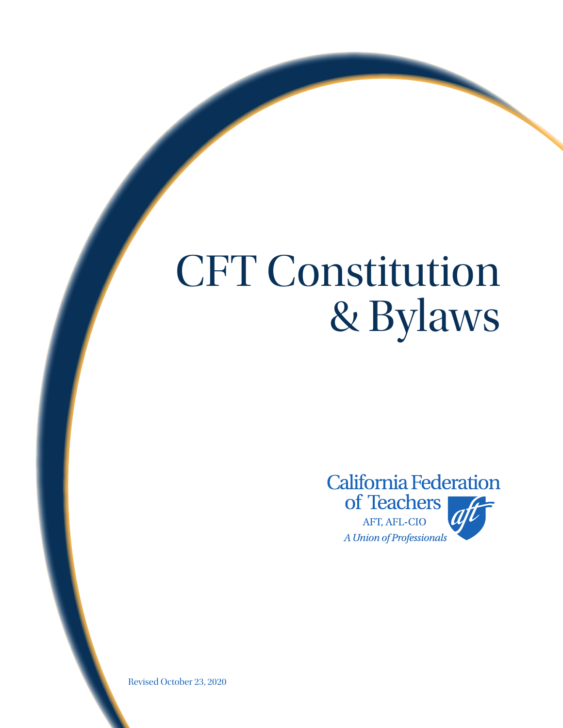# CFT Constitution & Bylaws

California Federation of Teachers

AFT, AFL-CIO

*A Union of Professionals*

Revised October 23, 2020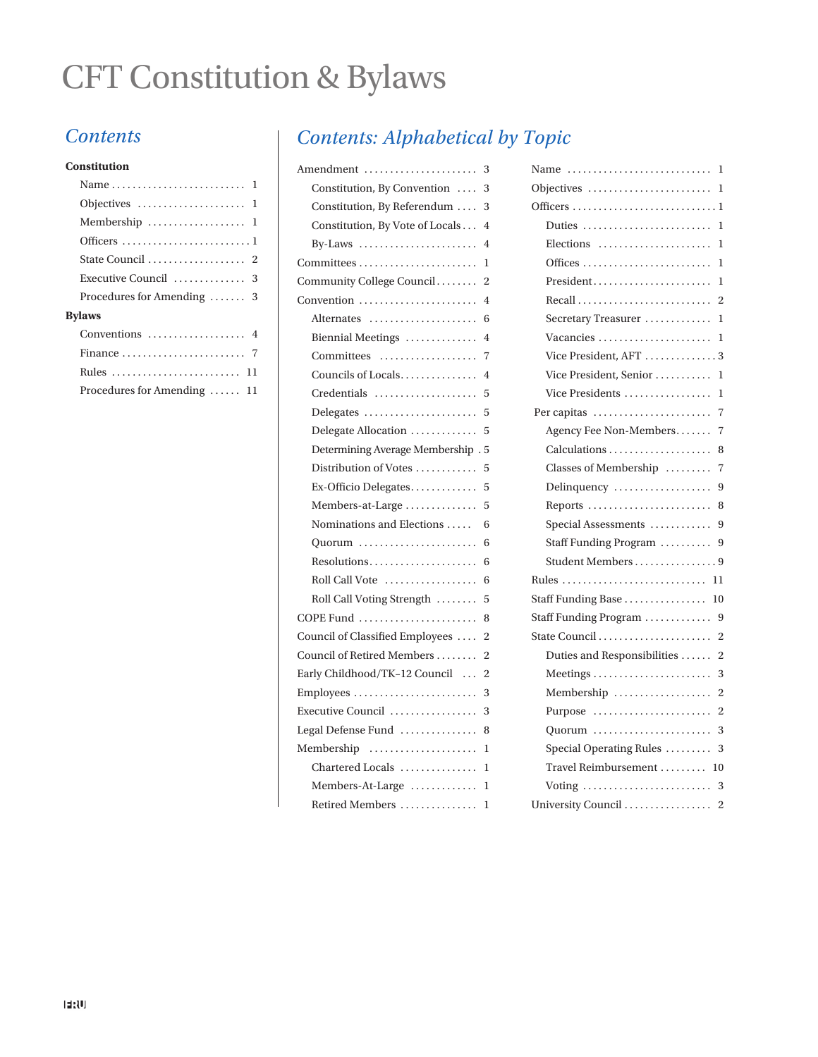# CFT Constitution & Bylaws

## Contents

**Constitution**

- Name . . . . . . . . . . 1
- Objectives . . . . . . . . . . 1
- Membership . . . . . . . . . . 1
- Officers . . . . . . . . . . 1
- State Council . . . . . . . . . . 2
- Executive Council . . . . . . . . . . 3
- Procedures for Amending . . . . . . . . . . 3

**Bylaws**

- Conventions . . . . . . . . . . 4
- Finance . . . . . . . . . . 7
- Rules . . . . . . . . . . 11
- Procedures for Amending . . . . . . . . . . 11

## Contents: Alphabetical by Topic

- Amendment . . . . . . . . . . 3
  - Constitution, By Convention . . . . 3
  - Constitution, By Referendum . . . . 3
  - Constitution, By Vote of Locals . . . 4
  - By-Laws . . . . . . . . . . 4
- Committees . . . . . . . . . . 1
- Community College Council . . . . . . . . 2
- Convention . . . . . . . . . . 4
  - Alternates . . . . . . . . . . 6
  - Biennial Meetings . . . . . . . . . . 4
  - Committees . . . . . . . . . . 7
  - Councils of Locals . . . . . . . . . . 4
  - Credentials . . . . . . . . . . 5
  - Delegates . . . . . . . . . . 5
  - Delegate Allocation . . . . . . . . . . 5
  - Determining Average Membership . 5
  - Distribution of Votes . . . . . . . . . . 5
  - Ex-Officio Delegates . . . . . . . . . . 5
  - Members-at-Large . . . . . . . . . . 5
  - Nominations and Elections . . . . . 6
  - Quorum . . . . . . . . . . 6
  - Resolutions . . . . . . . . . . 6
  - Roll Call Vote . . . . . . . . . . 6
  - Roll Call Voting Strength . . . . . . . . 5
- COPE Fund . . . . . . . . . . 8
- Council of Classified Employees . . . . 2
- Council of Retired Members . . . . . . . . 2
- Early Childhood/TK–12 Council . . . 2
- Employees . . . . . . . . . . 3
- Executive Council . . . . . . . . . . 3
- Legal Defense Fund . . . . . . . . . . 8
- Membership . . . . . . . . . . 1
  - Chartered Locals . . . . . . . . . . 1
  - Members-At-Large . . . . . . . . . . 1
  - Retired Members . . . . . . . . . . 1
- Name . . . . . . . . . . 1
- Objectives . . . . . . . . . . 1
- Officers . . . . . . . . . . 1
  - Duties . . . . . . . . . . 1
  - Elections . . . . . . . . . . 1
  - Offices . . . . . . . . . . 1
  - President . . . . . . . . . . 1
  - Recall . . . . . . . . . . 2
  - Secretary Treasurer . . . . . . . . . . 1
  - Vacancies . . . . . . . . . . 1
  - Vice President, AFT . . . . . . . . . . 3
  - Vice President, Senior . . . . . . . . . . 1
  - Vice Presidents . . . . . . . . . . 1
- Per capitas . . . . . . . . . . 7
  - Agency Fee Non-Members . . . . . . . 7
  - Calculations . . . . . . . . . . 8
  - Classes of Membership . . . . . . . . . 7
  - Delinquency . . . . . . . . . . 9
  - Reports . . . . . . . . . . 8
  - Special Assessments . . . . . . . . . . 9
  - Staff Funding Program . . . . . . . . . . 9
  - Student Members . . . . . . . . . . 9
- Rules . . . . . . . . . . 11
- Staff Funding Base . . . . . . . . . . 10
- Staff Funding Program . . . . . . . . . . 9
- State Council . . . . . . . . . . 2
  - Duties and Responsibilities . . . . . . 2
  - Meetings . . . . . . . . . . 3
  - Membership . . . . . . . . . . 2
  - Purpose . . . . . . . . . . 2
  - Quorum . . . . . . . . . . 3
  - Special Operating Rules . . . . . . . . . 3
  - Travel Reimbursement . . . . . . . . . 10
  - Voting . . . . . . . . . . 3
- University Council . . . . . . . . . . 2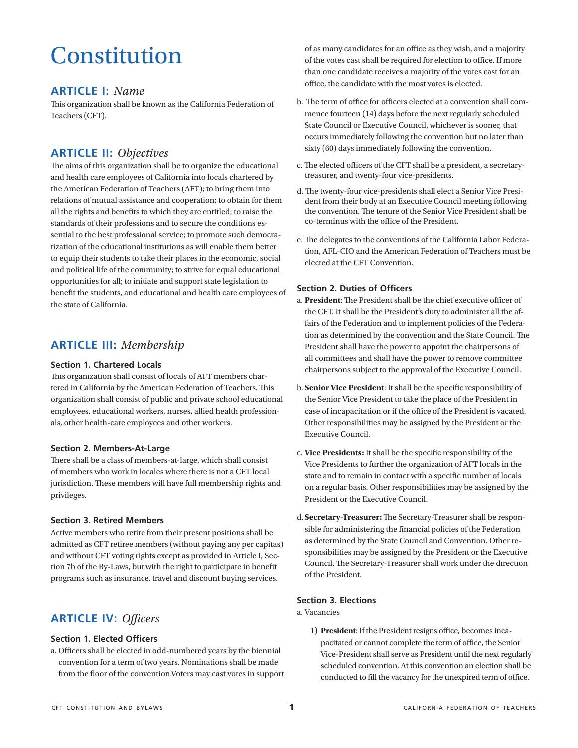# Constitution

## ARTICLE I: *Name*

This organization shall be known as the California Federation of Teachers (CFT).

## ARTICLE II: *Objectives*

The aims of this organization shall be to organize the educational and health care employees of California into locals chartered by the American Federation of Teachers (AFT); to bring them into relations of mutual assistance and cooperation; to obtain for them all the rights and benefits to which they are entitled; to raise the standards of their professions and to secure the conditions essential to the best professional service; to promote such democratization of the educational institutions as will enable them better to equip their students to take their places in the economic, social and political life of the community; to strive for equal educational opportunities for all; to initiate and support state legislation to benefit the students, and educational and health care employees of the state of California.

## ARTICLE III: *Membership*

### Section 1. Chartered Locals

This organization shall consist of locals of AFT members chartered in California by the American Federation of Teachers. This organization shall consist of public and private school educational employees, educational workers, nurses, allied health professionals, other health-care employees and other workers.

### Section 2. Members-At-Large

There shall be a class of members-at-large, which shall consist of members who work in locales where there is not a CFT local jurisdiction. These members will have full membership rights and privileges.

### Section 3. Retired Members

Active members who retire from their present positions shall be admitted as CFT retiree members (without paying any per capitas) and without CFT voting rights except as provided in Article I, Section 7b of the By-Laws, but with the right to participate in benefit programs such as insurance, travel and discount buying services.

## ARTICLE IV: *Officers*

### Section 1. Elected Officers

a. Officers shall be elected in odd-numbered years by the biennial convention for a term of two years. Nominations shall be made from the floor of the convention.Voters may cast votes in support of as many candidates for an office as they wish, and a majority of the votes cast shall be required for election to office. If more than one candidate receives a majority of the votes cast for an office, the candidate with the most votes is elected.

b. The term of office for officers elected at a convention shall commence fourteen (14) days before the next regularly scheduled State Council or Executive Council, whichever is sooner, that occurs immediately following the convention but no later than sixty (60) days immediately following the convention.

c. The elected officers of the CFT shall be a president, a secretary-treasurer, and twenty-four vice-presidents.

d. The twenty-four vice-presidents shall elect a Senior Vice President from their body at an Executive Council meeting following the convention. The tenure of the Senior Vice President shall be co-terminus with the office of the President.

e. The delegates to the conventions of the California Labor Federation, AFL-CIO and the American Federation of Teachers must be elected at the CFT Convention.

### Section 2. Duties of Officers

a. **President**: The President shall be the chief executive officer of the CFT. It shall be the President's duty to administer all the affairs of the Federation and to implement policies of the Federation as determined by the convention and the State Council. The President shall have the power to appoint the chairpersons of all committees and shall have the power to remove committee chairpersons subject to the approval of the Executive Council.

b. **Senior Vice President**: It shall be the specific responsibility of the Senior Vice President to take the place of the President in case of incapacitation or if the office of the President is vacated. Other responsibilities may be assigned by the President or the Executive Council.

c. **Vice Presidents:** It shall be the specific responsibility of the Vice Presidents to further the organization of AFT locals in the state and to remain in contact with a specific number of locals on a regular basis. Other responsibilities may be assigned by the President or the Executive Council.

d. **Secretary-Treasurer:** The Secretary-Treasurer shall be responsible for administering the financial policies of the Federation as determined by the State Council and Convention. Other responsibilities may be assigned by the President or the Executive Council. The Secretary-Treasurer shall work under the direction of the President.

### Section 3. Elections

a. Vacancies

1) **President**: If the President resigns office, becomes incapacitated or cannot complete the term of office, the Senior Vice-President shall serve as President until the next regularly scheduled convention. At this convention an election shall be conducted to fill the vacancy for the unexpired term of office.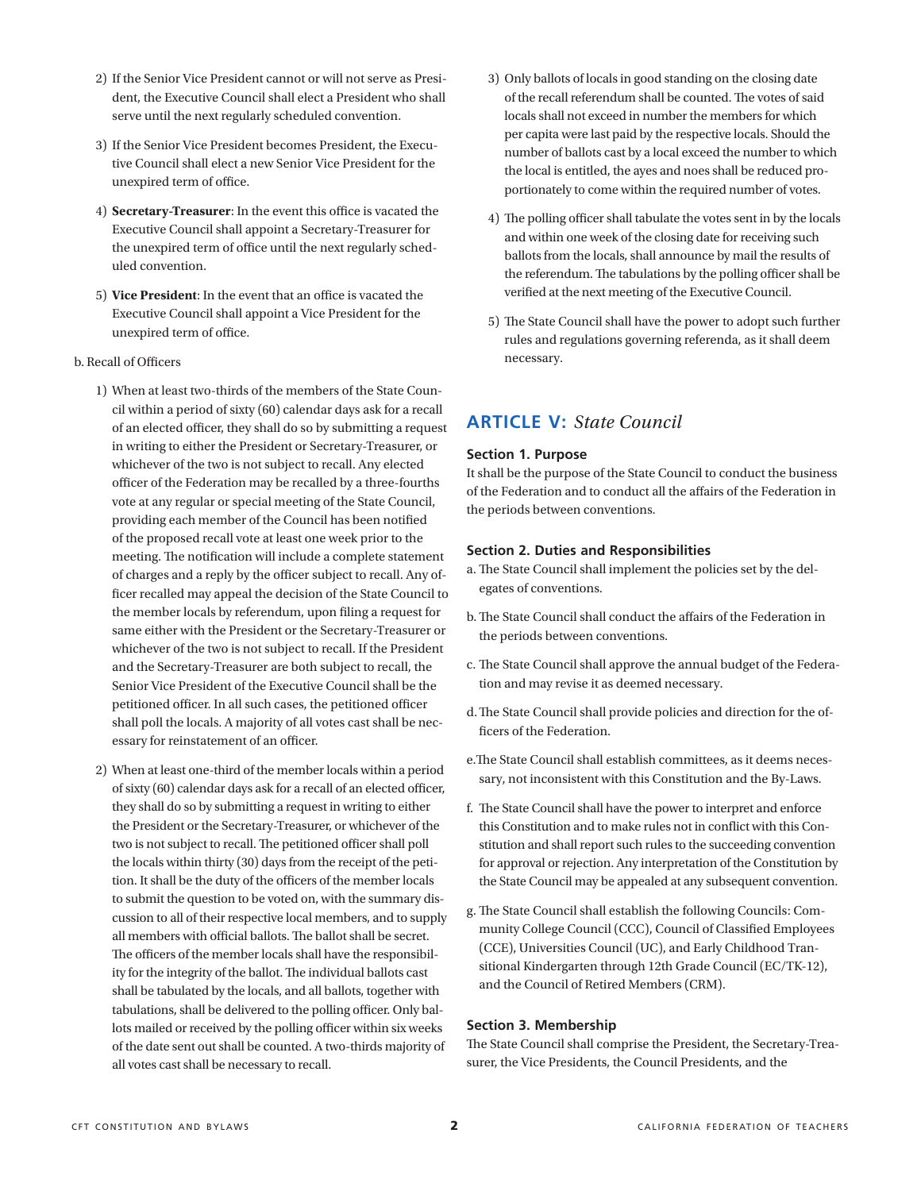2) If the Senior Vice President cannot or will not serve as President, the Executive Council shall elect a President who shall serve until the next regularly scheduled convention.

3) If the Senior Vice President becomes President, the Executive Council shall elect a new Senior Vice President for the unexpired term of office.

4) **Secretary-Treasurer**: In the event this office is vacated the Executive Council shall appoint a Secretary-Treasurer for the unexpired term of office until the next regularly scheduled convention.

5) **Vice President**: In the event that an office is vacated the Executive Council shall appoint a Vice President for the unexpired term of office.

b. Recall of Officers

1) When at least two-thirds of the members of the State Council within a period of sixty (60) calendar days ask for a recall of an elected officer, they shall do so by submitting a request in writing to either the President or Secretary-Treasurer, or whichever of the two is not subject to recall. Any elected officer of the Federation may be recalled by a three-fourths vote at any regular or special meeting of the State Council, providing each member of the Council has been notified of the proposed recall vote at least one week prior to the meeting. The notification will include a complete statement of charges and a reply by the officer subject to recall. Any officer recalled may appeal the decision of the State Council to the member locals by referendum, upon filing a request for same either with the President or the Secretary-Treasurer or whichever of the two is not subject to recall. If the President and the Secretary-Treasurer are both subject to recall, the Senior Vice President of the Executive Council shall be the petitioned officer. In all such cases, the petitioned officer shall poll the locals. A majority of all votes cast shall be necessary for reinstatement of an officer.

2) When at least one-third of the member locals within a period of sixty (60) calendar days ask for a recall of an elected officer, they shall do so by submitting a request in writing to either the President or the Secretary-Treasurer, or whichever of the two is not subject to recall. The petitioned officer shall poll the locals within thirty (30) days from the receipt of the petition. It shall be the duty of the officers of the member locals to submit the question to be voted on, with the summary discussion to all of their respective local members, and to supply all members with official ballots. The ballot shall be secret. The officers of the member locals shall have the responsibility for the integrity of the ballot. The individual ballots cast shall be tabulated by the locals, and all ballots, together with tabulations, shall be delivered to the polling officer. Only ballots mailed or received by the polling officer within six weeks of the date sent out shall be counted. A two-thirds majority of all votes cast shall be necessary to recall.

3) Only ballots of locals in good standing on the closing date of the recall referendum shall be counted. The votes of said locals shall not exceed in number the members for which per capita were last paid by the respective locals. Should the number of ballots cast by a local exceed the number to which the local is entitled, the ayes and noes shall be reduced proportionately to come within the required number of votes.

4) The polling officer shall tabulate the votes sent in by the locals and within one week of the closing date for receiving such ballots from the locals, shall announce by mail the results of the referendum. The tabulations by the polling officer shall be verified at the next meeting of the Executive Council.

5) The State Council shall have the power to adopt such further rules and regulations governing referenda, as it shall deem necessary.

## ARTICLE V: *State Council*

### Section 1. Purpose

It shall be the purpose of the State Council to conduct the business of the Federation and to conduct all the affairs of the Federation in the periods between conventions.

### Section 2. Duties and Responsibilities

a. The State Council shall implement the policies set by the delegates of conventions.

b. The State Council shall conduct the affairs of the Federation in the periods between conventions.

c. The State Council shall approve the annual budget of the Federation and may revise it as deemed necessary.

d. The State Council shall provide policies and direction for the officers of the Federation.

e. The State Council shall establish committees, as it deems necessary, not inconsistent with this Constitution and the By-Laws.

f. The State Council shall have the power to interpret and enforce this Constitution and to make rules not in conflict with this Constitution and shall report such rules to the succeeding convention for approval or rejection. Any interpretation of the Constitution by the State Council may be appealed at any subsequent convention.

g. The State Council shall establish the following Councils: Community College Council (CCC), Council of Classified Employees (CCE), Universities Council (UC), and Early Childhood Transitional Kindergarten through 12th Grade Council (EC/TK-12), and the Council of Retired Members (CRM).

### Section 3. Membership

The State Council shall comprise the President, the Secretary-Treasurer, the Vice Presidents, the Council Presidents, and the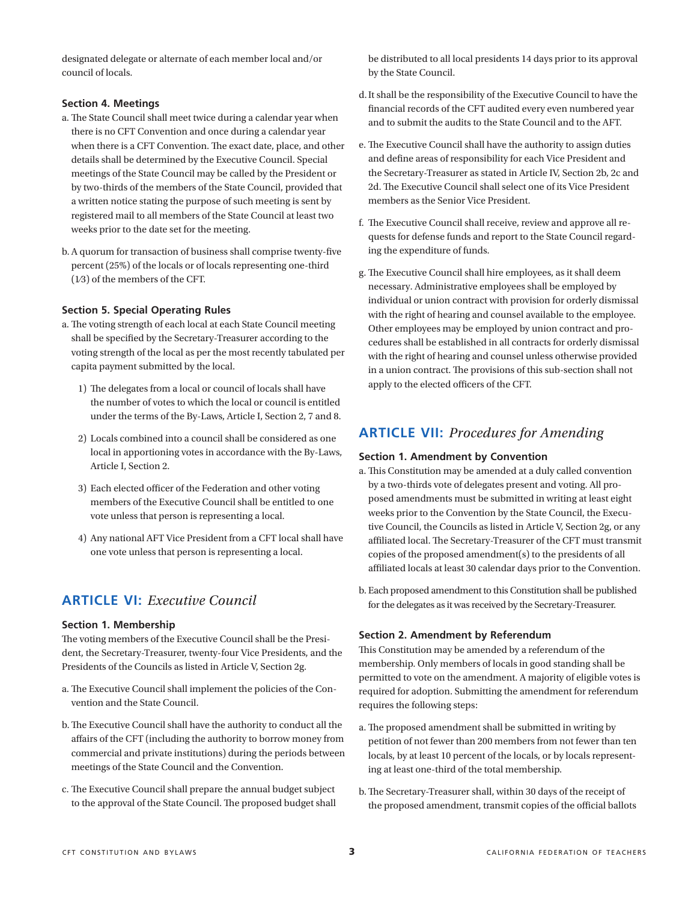designated delegate or alternate of each member local and/or council of locals.

### Section 4. Meetings

a. The State Council shall meet twice during a calendar year when there is no CFT Convention and once during a calendar year when there is a CFT Convention. The exact date, place, and other details shall be determined by the Executive Council. Special meetings of the State Council may be called by the President or by two-thirds of the members of the State Council, provided that a written notice stating the purpose of such meeting is sent by registered mail to all members of the State Council at least two weeks prior to the date set for the meeting.

b. A quorum for transaction of business shall comprise twenty-five percent (25%) of the locals or of locals representing one-third (1⁄3) of the members of the CFT.

### Section 5. Special Operating Rules

a. The voting strength of each local at each State Council meeting shall be specified by the Secretary-Treasurer according to the voting strength of the local as per the most recently tabulated per capita payment submitted by the local.

   1) The delegates from a local or council of locals shall have the number of votes to which the local or council is entitled under the terms of the By-Laws, Article I, Section 2, 7 and 8.

   2) Locals combined into a council shall be considered as one local in apportioning votes in accordance with the By-Laws, Article I, Section 2.

   3) Each elected officer of the Federation and other voting members of the Executive Council shall be entitled to one vote unless that person is representing a local.

   4) Any national AFT Vice President from a CFT local shall have one vote unless that person is representing a local.

## ARTICLE VI: *Executive Council*

### Section 1. Membership

The voting members of the Executive Council shall be the President, the Secretary-Treasurer, twenty-four Vice Presidents, and the Presidents of the Councils as listed in Article V, Section 2g.

a. The Executive Council shall implement the policies of the Convention and the State Council.

b. The Executive Council shall have the authority to conduct all the affairs of the CFT (including the authority to borrow money from commercial and private institutions) during the periods between meetings of the State Council and the Convention.

c. The Executive Council shall prepare the annual budget subject to the approval of the State Council. The proposed budget shall be distributed to all local presidents 14 days prior to its approval by the State Council.

d. It shall be the responsibility of the Executive Council to have the financial records of the CFT audited every even numbered year and to submit the audits to the State Council and to the AFT.

e. The Executive Council shall have the authority to assign duties and define areas of responsibility for each Vice President and the Secretary-Treasurer as stated in Article IV, Section 2b, 2c and 2d. The Executive Council shall select one of its Vice President members as the Senior Vice President.

f. The Executive Council shall receive, review and approve all requests for defense funds and report to the State Council regarding the expenditure of funds.

g. The Executive Council shall hire employees, as it shall deem necessary. Administrative employees shall be employed by individual or union contract with provision for orderly dismissal with the right of hearing and counsel available to the employee. Other employees may be employed by union contract and procedures shall be established in all contracts for orderly dismissal with the right of hearing and counsel unless otherwise provided in a union contract. The provisions of this sub-section shall not apply to the elected officers of the CFT.

## ARTICLE VII: *Procedures for Amending*

### Section 1. Amendment by Convention

a. This Constitution may be amended at a duly called convention by a two-thirds vote of delegates present and voting. All proposed amendments must be submitted in writing at least eight weeks prior to the Convention by the State Council, the Executive Council, the Councils as listed in Article V, Section 2g, or any affiliated local. The Secretary-Treasurer of the CFT must transmit copies of the proposed amendment(s) to the presidents of all affiliated locals at least 30 calendar days prior to the Convention.

b. Each proposed amendment to this Constitution shall be published for the delegates as it was received by the Secretary-Treasurer.

### Section 2. Amendment by Referendum

This Constitution may be amended by a referendum of the membership. Only members of locals in good standing shall be permitted to vote on the amendment. A majority of eligible votes is required for adoption. Submitting the amendment for referendum requires the following steps:

a. The proposed amendment shall be submitted in writing by petition of not fewer than 200 members from not fewer than ten locals, by at least 10 percent of the locals, or by locals representing at least one-third of the total membership.

b. The Secretary-Treasurer shall, within 30 days of the receipt of the proposed amendment, transmit copies of the official ballots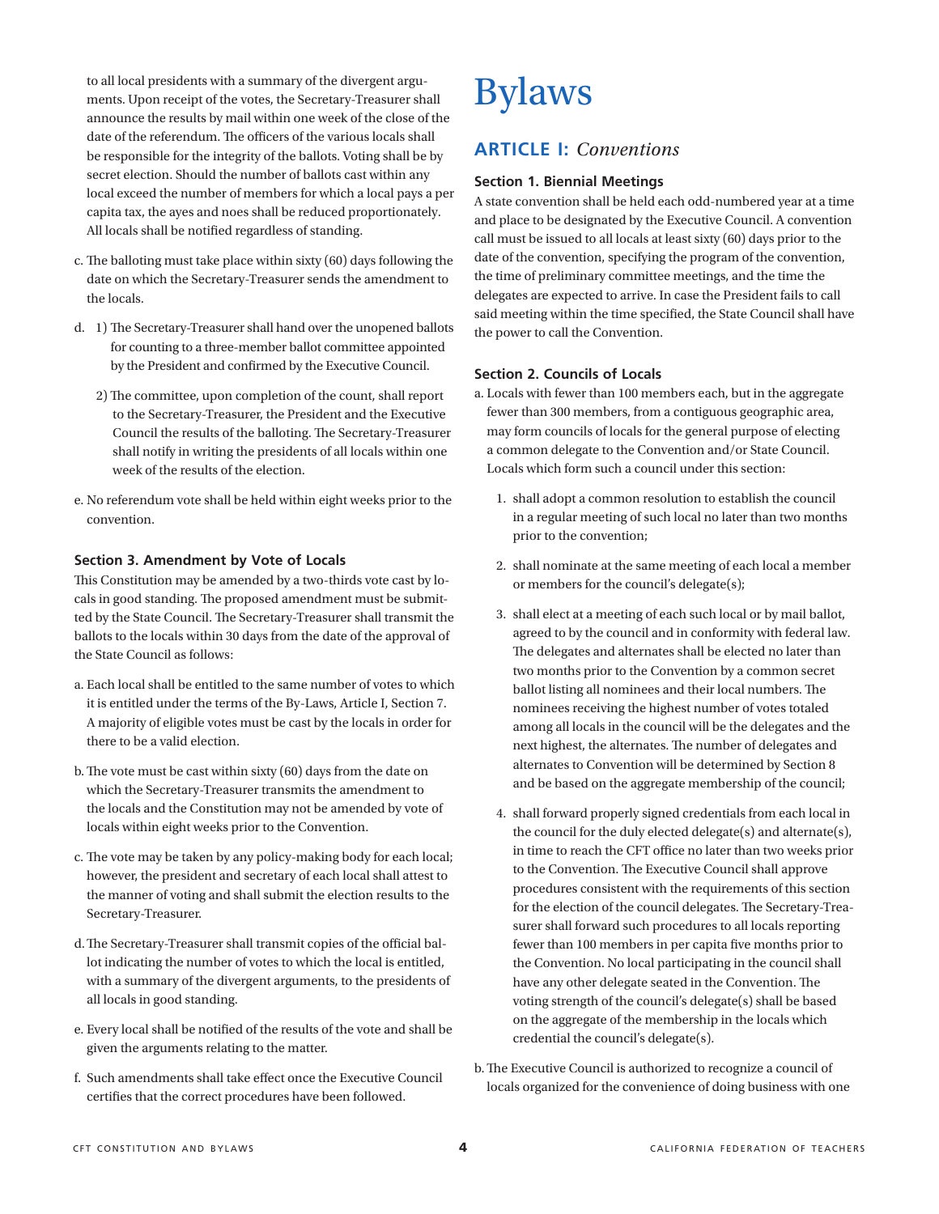to all local presidents with a summary of the divergent arguments. Upon receipt of the votes, the Secretary-Treasurer shall announce the results by mail within one week of the close of the date of the referendum. The officers of the various locals shall be responsible for the integrity of the ballots. Voting shall be by secret election. Should the number of ballots cast within any local exceed the number of members for which a local pays a per capita tax, the ayes and noes shall be reduced proportionately. All locals shall be notified regardless of standing.

c. The balloting must take place within sixty (60) days following the date on which the Secretary-Treasurer sends the amendment to the locals.

d. 1) The Secretary-Treasurer shall hand over the unopened ballots for counting to a three-member ballot committee appointed by the President and confirmed by the Executive Council.

   2) The committee, upon completion of the count, shall report to the Secretary-Treasurer, the President and the Executive Council the results of the balloting. The Secretary-Treasurer shall notify in writing the presidents of all locals within one week of the results of the election.

e. No referendum vote shall be held within eight weeks prior to the convention.

#### Section 3. Amendment by Vote of Locals

This Constitution may be amended by a two-thirds vote cast by locals in good standing. The proposed amendment must be submitted by the State Council. The Secretary-Treasurer shall transmit the ballots to the locals within 30 days from the date of the approval of the State Council as follows:

a. Each local shall be entitled to the same number of votes to which it is entitled under the terms of the By-Laws, Article I, Section 7. A majority of eligible votes must be cast by the locals in order for there to be a valid election.

b. The vote must be cast within sixty (60) days from the date on which the Secretary-Treasurer transmits the amendment to the locals and the Constitution may not be amended by vote of locals within eight weeks prior to the Convention.

c. The vote may be taken by any policy-making body for each local; however, the president and secretary of each local shall attest to the manner of voting and shall submit the election results to the Secretary-Treasurer.

d. The Secretary-Treasurer shall transmit copies of the official ballot indicating the number of votes to which the local is entitled, with a summary of the divergent arguments, to the presidents of all locals in good standing.

e. Every local shall be notified of the results of the vote and shall be given the arguments relating to the matter.

f. Such amendments shall take effect once the Executive Council certifies that the correct procedures have been followed.

# Bylaws

## ARTICLE I: *Conventions*

#### Section 1. Biennial Meetings

A state convention shall be held each odd-numbered year at a time and place to be designated by the Executive Council. A convention call must be issued to all locals at least sixty (60) days prior to the date of the convention, specifying the program of the convention, the time of preliminary committee meetings, and the time the delegates are expected to arrive. In case the President fails to call said meeting within the time specified, the State Council shall have the power to call the Convention.

#### Section 2. Councils of Locals

a. Locals with fewer than 100 members each, but in the aggregate fewer than 300 members, from a contiguous geographic area, may form councils of locals for the general purpose of electing a common delegate to the Convention and/or State Council. Locals which form such a council under this section:

   1. shall adopt a common resolution to establish the council in a regular meeting of such local no later than two months prior to the convention;

   2. shall nominate at the same meeting of each local a member or members for the council's delegate(s);

   3. shall elect at a meeting of each such local or by mail ballot, agreed to by the council and in conformity with federal law. The delegates and alternates shall be elected no later than two months prior to the Convention by a common secret ballot listing all nominees and their local numbers. The nominees receiving the highest number of votes totaled among all locals in the council will be the delegates and the next highest, the alternates. The number of delegates and alternates to Convention will be determined by Section 8 and be based on the aggregate membership of the council;

   4. shall forward properly signed credentials from each local in the council for the duly elected delegate(s) and alternate(s), in time to reach the CFT office no later than two weeks prior to the Convention. The Executive Council shall approve procedures consistent with the requirements of this section for the election of the council delegates. The Secretary-Treasurer shall forward such procedures to all locals reporting fewer than 100 members in per capita five months prior to the Convention. No local participating in the council shall have any other delegate seated in the Convention. The voting strength of the council's delegate(s) shall be based on the aggregate of the membership in the locals which credential the council's delegate(s).

b. The Executive Council is authorized to recognize a council of locals organized for the convenience of doing business with one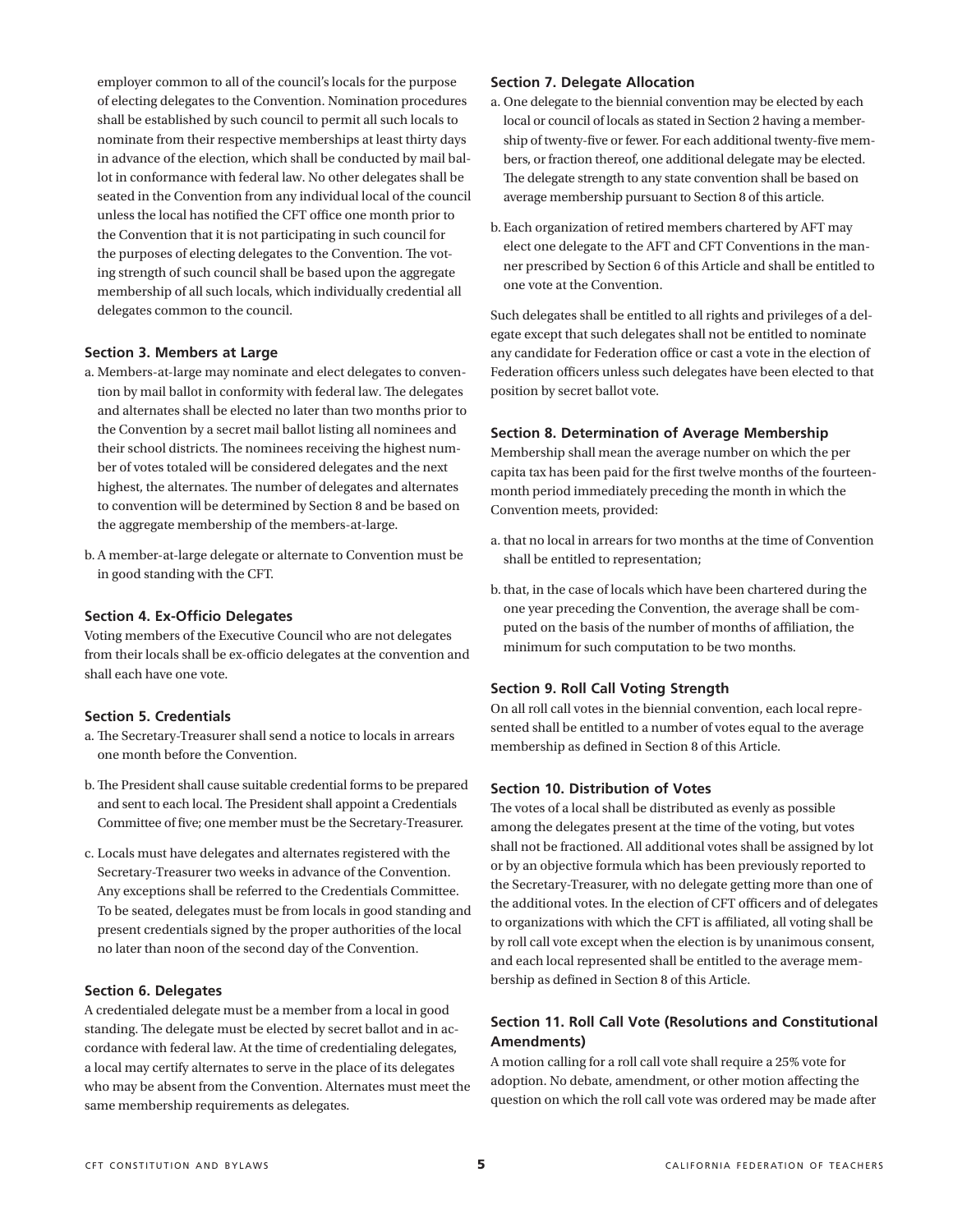employer common to all of the council's locals for the purpose of electing delegates to the Convention. Nomination procedures shall be established by such council to permit all such locals to nominate from their respective memberships at least thirty days in advance of the election, which shall be conducted by mail ballot in conformance with federal law. No other delegates shall be seated in the Convention from any individual local of the council unless the local has notified the CFT office one month prior to the Convention that it is not participating in such council for the purposes of electing delegates to the Convention. The voting strength of such council shall be based upon the aggregate membership of all such locals, which individually credential all delegates common to the council.

### Section 3. Members at Large

a. Members-at-large may nominate and elect delegates to convention by mail ballot in conformity with federal law. The delegates and alternates shall be elected no later than two months prior to the Convention by a secret mail ballot listing all nominees and their school districts. The nominees receiving the highest number of votes totaled will be considered delegates and the next highest, the alternates. The number of delegates and alternates to convention will be determined by Section 8 and be based on the aggregate membership of the members-at-large.

b. A member-at-large delegate or alternate to Convention must be in good standing with the CFT.

### Section 4. Ex-Officio Delegates

Voting members of the Executive Council who are not delegates from their locals shall be ex-officio delegates at the convention and shall each have one vote.

### Section 5. Credentials

a. The Secretary-Treasurer shall send a notice to locals in arrears one month before the Convention.

b. The President shall cause suitable credential forms to be prepared and sent to each local. The President shall appoint a Credentials Committee of five; one member must be the Secretary-Treasurer.

c. Locals must have delegates and alternates registered with the Secretary-Treasurer two weeks in advance of the Convention. Any exceptions shall be referred to the Credentials Committee. To be seated, delegates must be from locals in good standing and present credentials signed by the proper authorities of the local no later than noon of the second day of the Convention.

### Section 6. Delegates

A credentialed delegate must be a member from a local in good standing. The delegate must be elected by secret ballot and in accordance with federal law. At the time of credentialing delegates, a local may certify alternates to serve in the place of its delegates who may be absent from the Convention. Alternates must meet the same membership requirements as delegates.

### Section 7. Delegate Allocation

a. One delegate to the biennial convention may be elected by each local or council of locals as stated in Section 2 having a membership of twenty-five or fewer. For each additional twenty-five members, or fraction thereof, one additional delegate may be elected. The delegate strength to any state convention shall be based on average membership pursuant to Section 8 of this article.

b. Each organization of retired members chartered by AFT may elect one delegate to the AFT and CFT Conventions in the manner prescribed by Section 6 of this Article and shall be entitled to one vote at the Convention.

Such delegates shall be entitled to all rights and privileges of a delegate except that such delegates shall not be entitled to nominate any candidate for Federation office or cast a vote in the election of Federation officers unless such delegates have been elected to that position by secret ballot vote.

### Section 8. Determination of Average Membership

Membership shall mean the average number on which the per capita tax has been paid for the first twelve months of the fourteen-month period immediately preceding the month in which the Convention meets, provided:

a. that no local in arrears for two months at the time of Convention shall be entitled to representation;

b. that, in the case of locals which have been chartered during the one year preceding the Convention, the average shall be computed on the basis of the number of months of affiliation, the minimum for such computation to be two months.

### Section 9. Roll Call Voting Strength

On all roll call votes in the biennial convention, each local represented shall be entitled to a number of votes equal to the average membership as defined in Section 8 of this Article.

### Section 10. Distribution of Votes

The votes of a local shall be distributed as evenly as possible among the delegates present at the time of the voting, but votes shall not be fractioned. All additional votes shall be assigned by lot or by an objective formula which has been previously reported to the Secretary-Treasurer, with no delegate getting more than one of the additional votes. In the election of CFT officers and of delegates to organizations with which the CFT is affiliated, all voting shall be by roll call vote except when the election is by unanimous consent, and each local represented shall be entitled to the average membership as defined in Section 8 of this Article.

### Section 11. Roll Call Vote (Resolutions and Constitutional Amendments)

A motion calling for a roll call vote shall require a 25% vote for adoption. No debate, amendment, or other motion affecting the question on which the roll call vote was ordered may be made after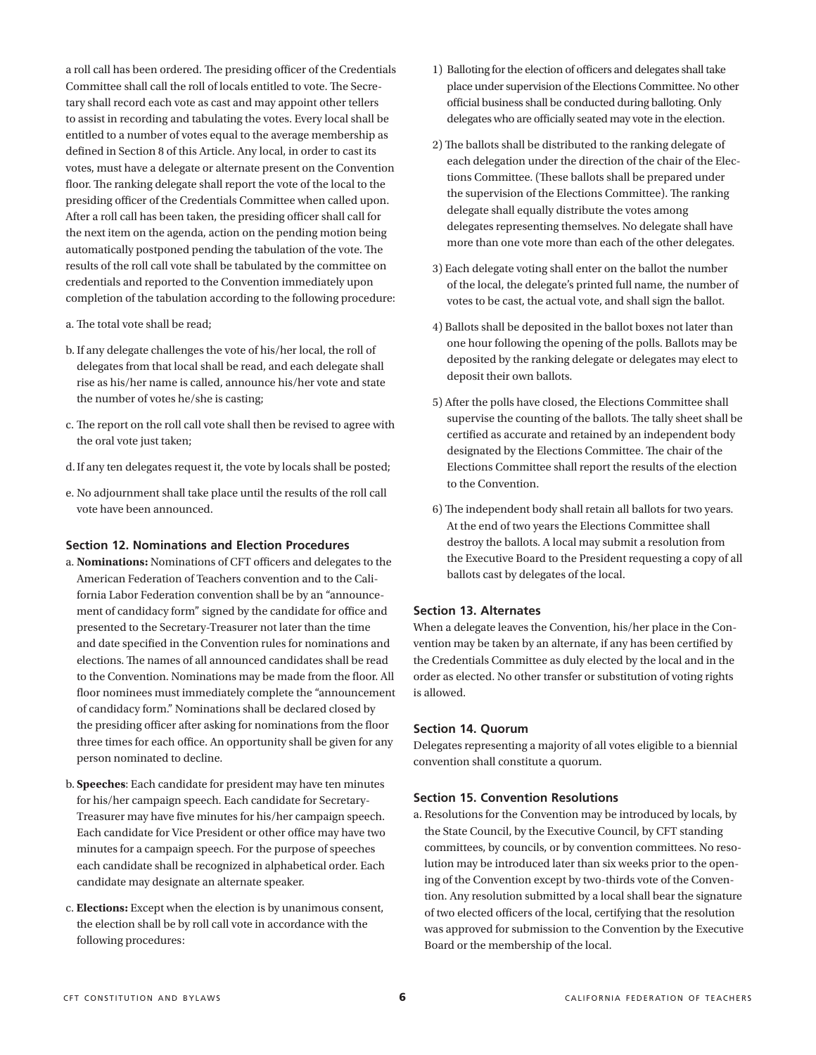a roll call has been ordered. The presiding officer of the Credentials Committee shall call the roll of locals entitled to vote. The Secretary shall record each vote as cast and may appoint other tellers to assist in recording and tabulating the votes. Every local shall be entitled to a number of votes equal to the average membership as defined in Section 8 of this Article. Any local, in order to cast its votes, must have a delegate or alternate present on the Convention floor. The ranking delegate shall report the vote of the local to the presiding officer of the Credentials Committee when called upon. After a roll call has been taken, the presiding officer shall call for the next item on the agenda, action on the pending motion being automatically postponed pending the tabulation of the vote. The results of the roll call vote shall be tabulated by the committee on credentials and reported to the Convention immediately upon completion of the tabulation according to the following procedure:

a. The total vote shall be read;

b. If any delegate challenges the vote of his/her local, the roll of delegates from that local shall be read, and each delegate shall rise as his/her name is called, announce his/her vote and state the number of votes he/she is casting;

c. The report on the roll call vote shall then be revised to agree with the oral vote just taken;

d. If any ten delegates request it, the vote by locals shall be posted;

e. No adjournment shall take place until the results of the roll call vote have been announced.

### Section 12. Nominations and Election Procedures

a. **Nominations:** Nominations of CFT officers and delegates to the American Federation of Teachers convention and to the California Labor Federation convention shall be by an "announcement of candidacy form" signed by the candidate for office and presented to the Secretary-Treasurer not later than the time and date specified in the Convention rules for nominations and elections. The names of all announced candidates shall be read to the Convention. Nominations may be made from the floor. All floor nominees must immediately complete the "announcement of candidacy form." Nominations shall be declared closed by the presiding officer after asking for nominations from the floor three times for each office. An opportunity shall be given for any person nominated to decline.

b. **Speeches**: Each candidate for president may have ten minutes for his/her campaign speech. Each candidate for Secretary-Treasurer may have five minutes for his/her campaign speech. Each candidate for Vice President or other office may have two minutes for a campaign speech. For the purpose of speeches each candidate shall be recognized in alphabetical order. Each candidate may designate an alternate speaker.

c. **Elections:** Except when the election is by unanimous consent, the election shall be by roll call vote in accordance with the following procedures:

1) Balloting for the election of officers and delegates shall take place under supervision of the Elections Committee. No other official business shall be conducted during balloting. Only delegates who are officially seated may vote in the election.

2) The ballots shall be distributed to the ranking delegate of each delegation under the direction of the chair of the Elections Committee. (These ballots shall be prepared under the supervision of the Elections Committee). The ranking delegate shall equally distribute the votes among delegates representing themselves. No delegate shall have more than one vote more than each of the other delegates.

3) Each delegate voting shall enter on the ballot the number of the local, the delegate's printed full name, the number of votes to be cast, the actual vote, and shall sign the ballot.

4) Ballots shall be deposited in the ballot boxes not later than one hour following the opening of the polls. Ballots may be deposited by the ranking delegate or delegates may elect to deposit their own ballots.

5) After the polls have closed, the Elections Committee shall supervise the counting of the ballots. The tally sheet shall be certified as accurate and retained by an independent body designated by the Elections Committee. The chair of the Elections Committee shall report the results of the election to the Convention.

6) The independent body shall retain all ballots for two years. At the end of two years the Elections Committee shall destroy the ballots. A local may submit a resolution from the Executive Board to the President requesting a copy of all ballots cast by delegates of the local.

### Section 13. Alternates

When a delegate leaves the Convention, his/her place in the Convention may be taken by an alternate, if any has been certified by the Credentials Committee as duly elected by the local and in the order as elected. No other transfer or substitution of voting rights is allowed.

### Section 14. Quorum

Delegates representing a majority of all votes eligible to a biennial convention shall constitute a quorum.

### Section 15. Convention Resolutions

a. Resolutions for the Convention may be introduced by locals, by the State Council, by the Executive Council, by CFT standing committees, by councils, or by convention committees. No resolution may be introduced later than six weeks prior to the opening of the Convention except by two-thirds vote of the Convention. Any resolution submitted by a local shall bear the signature of two elected officers of the local, certifying that the resolution was approved for submission to the Convention by the Executive Board or the membership of the local.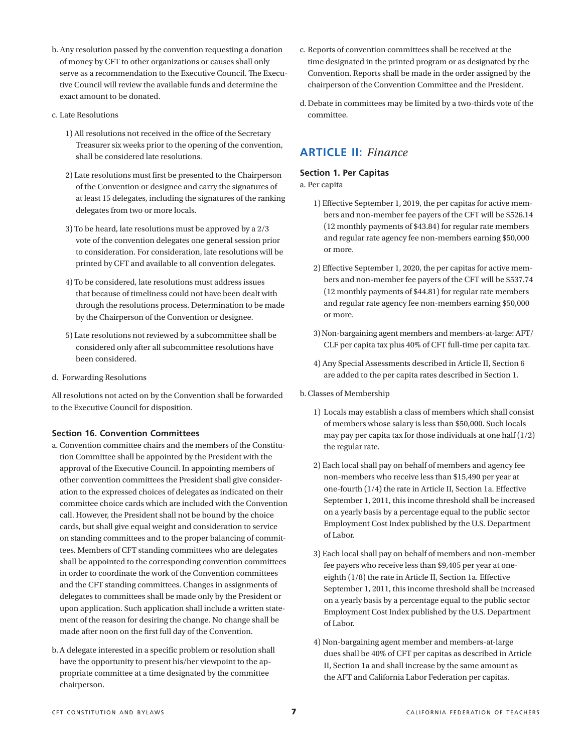b. Any resolution passed by the convention requesting a donation of money by CFT to other organizations or causes shall only serve as a recommendation to the Executive Council. The Executive Council will review the available funds and determine the exact amount to be donated.

c. Late Resolutions

1) All resolutions not received in the office of the Secretary Treasurer six weeks prior to the opening of the convention, shall be considered late resolutions.

2) Late resolutions must first be presented to the Chairperson of the Convention or designee and carry the signatures of at least 15 delegates, including the signatures of the ranking delegates from two or more locals.

3) To be heard, late resolutions must be approved by a 2/3 vote of the convention delegates one general session prior to consideration. For consideration, late resolutions will be printed by CFT and available to all convention delegates.

4) To be considered, late resolutions must address issues that because of timeliness could not have been dealt with through the resolutions process. Determination to be made by the Chairperson of the Convention or designee.

5) Late resolutions not reviewed by a subcommittee shall be considered only after all subcommittee resolutions have been considered.

d. Forwarding Resolutions

All resolutions not acted on by the Convention shall be forwarded to the Executive Council for disposition.

### Section 16. Convention Committees

a. Convention committee chairs and the members of the Constitution Committee shall be appointed by the President with the approval of the Executive Council. In appointing members of other convention committees the President shall give consideration to the expressed choices of delegates as indicated on their committee choice cards which are included with the Convention call. However, the President shall not be bound by the choice cards, but shall give equal weight and consideration to service on standing committees and to the proper balancing of committees. Members of CFT standing committees who are delegates shall be appointed to the corresponding convention committees in order to coordinate the work of the Convention committees and the CFT standing committees. Changes in assignments of delegates to committees shall be made only by the President or upon application. Such application shall include a written statement of the reason for desiring the change. No change shall be made after noon on the first full day of the Convention.

b. A delegate interested in a specific problem or resolution shall have the opportunity to present his/her viewpoint to the appropriate committee at a time designated by the committee chairperson.

c. Reports of convention committees shall be received at the time designated in the printed program or as designated by the Convention. Reports shall be made in the order assigned by the chairperson of the Convention Committee and the President.

d. Debate in committees may be limited by a two-thirds vote of the committee.

## ARTICLE II: *Finance*

### Section 1. Per Capitas

a. Per capita

1) Effective September 1, 2019, the per capitas for active members and non-member fee payers of the CFT will be $526.14 (12 monthly payments of $43.84) for regular rate members and regular rate agency fee non-members earning $50,000 or more.

2) Effective September 1, 2020, the per capitas for active members and non-member fee payers of the CFT will be $537.74 (12 monthly payments of $44.81) for regular rate members and regular rate agency fee non-members earning $50,000 or more.

3) Non-bargaining agent members and members-at-large: AFT/CLF per capita tax plus 40% of CFT full-time per capita tax.

4) Any Special Assessments described in Article II, Section 6 are added to the per capita rates described in Section 1.

b. Classes of Membership

1) Locals may establish a class of members which shall consist of members whose salary is less than $50,000. Such locals may pay per capita tax for those individuals at one half (1/2) the regular rate.

2) Each local shall pay on behalf of members and agency fee non-members who receive less than $15,490 per year at one-fourth (1/4) the rate in Article II, Section 1a. Effective September 1, 2011, this income threshold shall be increased on a yearly basis by a percentage equal to the public sector Employment Cost Index published by the U.S. Department of Labor.

3) Each local shall pay on behalf of members and non-member fee payers who receive less than $9,405 per year at one-eighth (1/8) the rate in Article II, Section 1a. Effective September 1, 2011, this income threshold shall be increased on a yearly basis by a percentage equal to the public sector Employment Cost Index published by the U.S. Department of Labor.

4) Non-bargaining agent member and members-at-large dues shall be 40% of CFT per capitas as described in Article II, Section 1a and shall increase by the same amount as the AFT and California Labor Federation per capitas.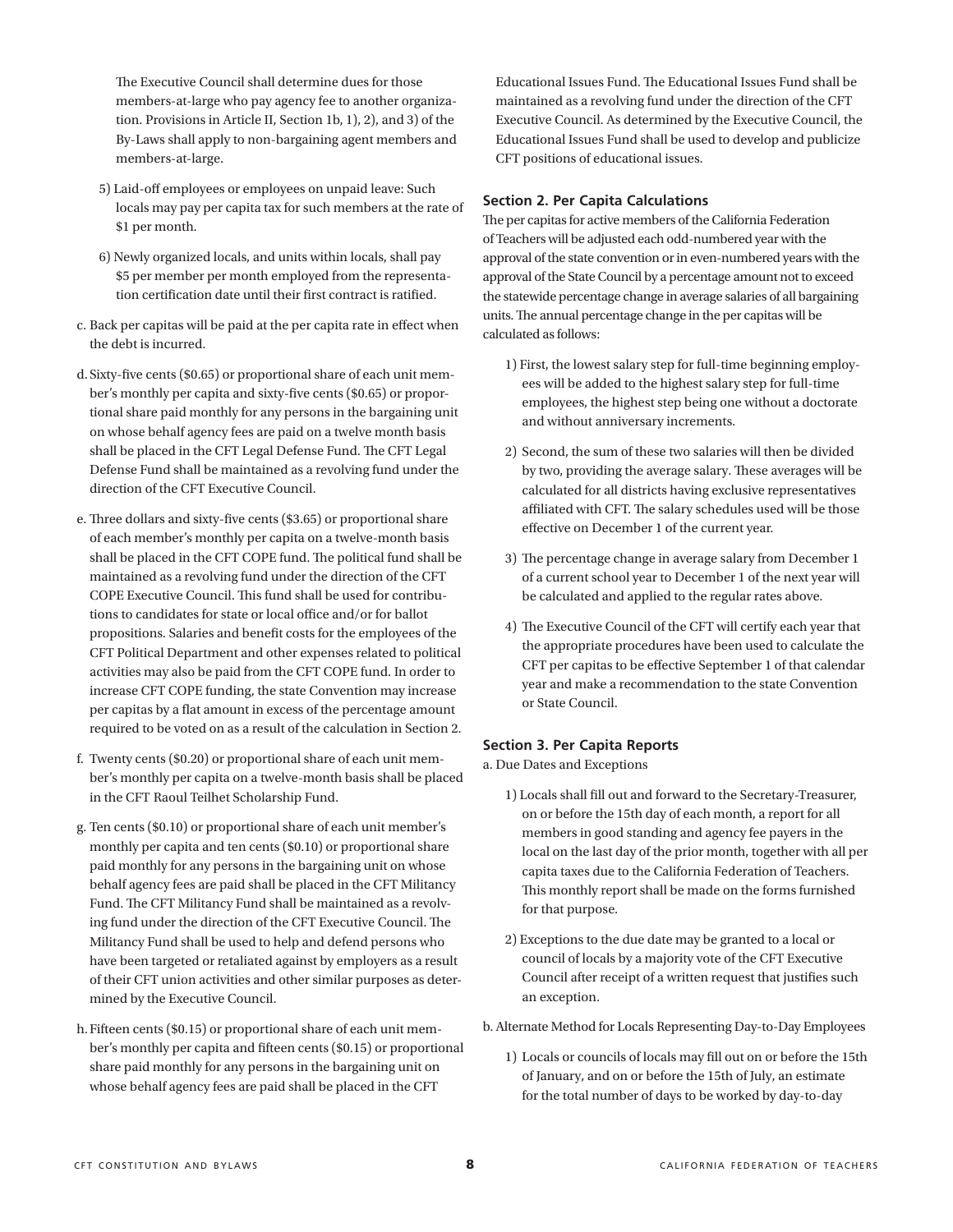The Executive Council shall determine dues for those members-at-large who pay agency fee to another organization. Provisions in Article II, Section 1b, 1), 2), and 3) of the By-Laws shall apply to non-bargaining agent members and members-at-large.

5) Laid-off employees or employees on unpaid leave: Such locals may pay per capita tax for such members at the rate of $1 per month.

6) Newly organized locals, and units within locals, shall pay $5 per member per month employed from the representation certification date until their first contract is ratified.

c. Back per capitas will be paid at the per capita rate in effect when the debt is incurred.

d. Sixty-five cents ($0.65) or proportional share of each unit member's monthly per capita and sixty-five cents ($0.65) or proportional share paid monthly for any persons in the bargaining unit on whose behalf agency fees are paid on a twelve month basis shall be placed in the CFT Legal Defense Fund. The CFT Legal Defense Fund shall be maintained as a revolving fund under the direction of the CFT Executive Council.

e. Three dollars and sixty-five cents ($3.65) or proportional share of each member's monthly per capita on a twelve-month basis shall be placed in the CFT COPE fund. The political fund shall be maintained as a revolving fund under the direction of the CFT COPE Executive Council. This fund shall be used for contributions to candidates for state or local office and/or for ballot propositions. Salaries and benefit costs for the employees of the CFT Political Department and other expenses related to political activities may also be paid from the CFT COPE fund. In order to increase CFT COPE funding, the state Convention may increase per capitas by a flat amount in excess of the percentage amount required to be voted on as a result of the calculation in Section 2.

f. Twenty cents ($0.20) or proportional share of each unit member's monthly per capita on a twelve-month basis shall be placed in the CFT Raoul Teilhet Scholarship Fund.

g. Ten cents ($0.10) or proportional share of each unit member's monthly per capita and ten cents ($0.10) or proportional share paid monthly for any persons in the bargaining unit on whose behalf agency fees are paid shall be placed in the CFT Militancy Fund. The CFT Militancy Fund shall be maintained as a revolving fund under the direction of the CFT Executive Council. The Militancy Fund shall be used to help and defend persons who have been targeted or retaliated against by employers as a result of their CFT union activities and other similar purposes as determined by the Executive Council.

h. Fifteen cents ($0.15) or proportional share of each unit member's monthly per capita and fifteen cents ($0.15) or proportional share paid monthly for any persons in the bargaining unit on whose behalf agency fees are paid shall be placed in the CFT Educational Issues Fund. The Educational Issues Fund shall be maintained as a revolving fund under the direction of the CFT Executive Council. As determined by the Executive Council, the Educational Issues Fund shall be used to develop and publicize CFT positions of educational issues.

### Section 2. Per Capita Calculations

The per capitas for active members of the California Federation of Teachers will be adjusted each odd-numbered year with the approval of the state convention or in even-numbered years with the approval of the State Council by a percentage amount not to exceed the statewide percentage change in average salaries of all bargaining units. The annual percentage change in the per capitas will be calculated as follows:

1) First, the lowest salary step for full-time beginning employees will be added to the highest salary step for full-time employees, the highest step being one without a doctorate and without anniversary increments.

2) Second, the sum of these two salaries will then be divided by two, providing the average salary. These averages will be calculated for all districts having exclusive representatives affiliated with CFT. The salary schedules used will be those effective on December 1 of the current year.

3) The percentage change in average salary from December 1 of a current school year to December 1 of the next year will be calculated and applied to the regular rates above.

4) The Executive Council of the CFT will certify each year that the appropriate procedures have been used to calculate the CFT per capitas to be effective September 1 of that calendar year and make a recommendation to the state Convention or State Council.

### Section 3. Per Capita Reports

a. Due Dates and Exceptions

1) Locals shall fill out and forward to the Secretary-Treasurer, on or before the 15th day of each month, a report for all members in good standing and agency fee payers in the local on the last day of the prior month, together with all per capita taxes due to the California Federation of Teachers. This monthly report shall be made on the forms furnished for that purpose.

2) Exceptions to the due date may be granted to a local or council of locals by a majority vote of the CFT Executive Council after receipt of a written request that justifies such an exception.

b. Alternate Method for Locals Representing Day-to-Day Employees

1) Locals or councils of locals may fill out on or before the 15th of January, and on or before the 15th of July, an estimate for the total number of days to be worked by day-to-day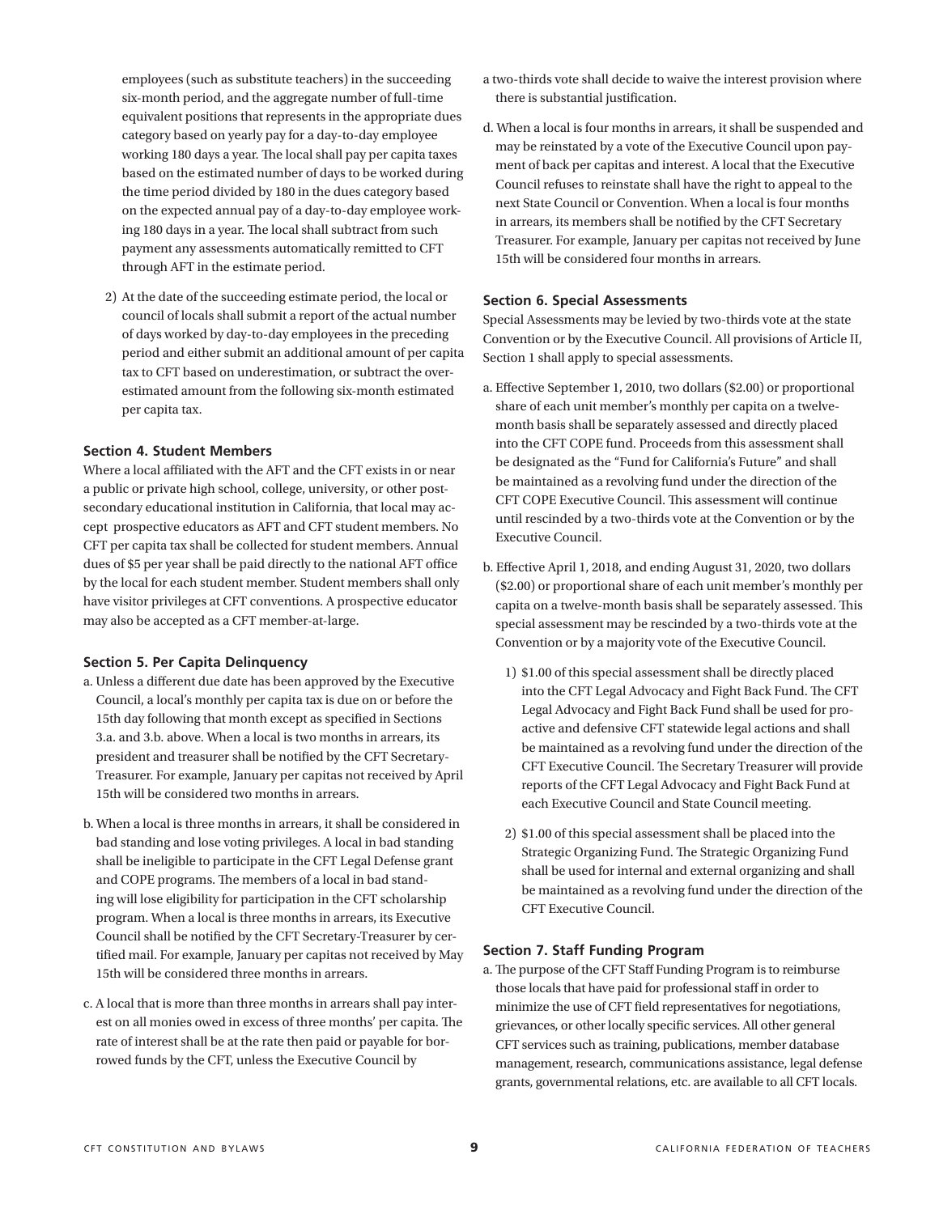employees (such as substitute teachers) in the succeeding six-month period, and the aggregate number of full-time equivalent positions that represents in the appropriate dues category based on yearly pay for a day-to-day employee working 180 days a year. The local shall pay per capita taxes based on the estimated number of days to be worked during the time period divided by 180 in the dues category based on the expected annual pay of a day-to-day employee working 180 days in a year. The local shall subtract from such payment any assessments automatically remitted to CFT through AFT in the estimate period.

2) At the date of the succeeding estimate period, the local or council of locals shall submit a report of the actual number of days worked by day-to-day employees in the preceding period and either submit an additional amount of per capita tax to CFT based on underestimation, or subtract the over-estimated amount from the following six-month estimated per capita tax.

### Section 4. Student Members

Where a local affiliated with the AFT and the CFT exists in or near a public or private high school, college, university, or other post-secondary educational institution in California, that local may accept prospective educators as AFT and CFT student members. No CFT per capita tax shall be collected for student members. Annual dues of $5 per year shall be paid directly to the national AFT office by the local for each student member. Student members shall only have visitor privileges at CFT conventions. A prospective educator may also be accepted as a CFT member-at-large.

### Section 5. Per Capita Delinquency

a. Unless a different due date has been approved by the Executive Council, a local's monthly per capita tax is due on or before the 15th day following that month except as specified in Sections 3.a. and 3.b. above. When a local is two months in arrears, its president and treasurer shall be notified by the CFT Secretary-Treasurer. For example, January per capitas not received by April 15th will be considered two months in arrears.

b. When a local is three months in arrears, it shall be considered in bad standing and lose voting privileges. A local in bad standing shall be ineligible to participate in the CFT Legal Defense grant and COPE programs. The members of a local in bad standing will lose eligibility for participation in the CFT scholarship program. When a local is three months in arrears, its Executive Council shall be notified by the CFT Secretary-Treasurer by certified mail. For example, January per capitas not received by May 15th will be considered three months in arrears.

c. A local that is more than three months in arrears shall pay interest on all monies owed in excess of three months' per capita. The rate of interest shall be at the rate then paid or payable for borrowed funds by the CFT, unless the Executive Council by a two-thirds vote shall decide to waive the interest provision where there is substantial justification.

d. When a local is four months in arrears, it shall be suspended and may be reinstated by a vote of the Executive Council upon payment of back per capitas and interest. A local that the Executive Council refuses to reinstate shall have the right to appeal to the next State Council or Convention. When a local is four months in arrears, its members shall be notified by the CFT Secretary Treasurer. For example, January per capitas not received by June 15th will be considered four months in arrears.

### Section 6. Special Assessments

Special Assessments may be levied by two-thirds vote at the state Convention or by the Executive Council. All provisions of Article II, Section 1 shall apply to special assessments.

a. Effective September 1, 2010, two dollars ($2.00) or proportional share of each unit member's monthly per capita on a twelve-month basis shall be separately assessed and directly placed into the CFT COPE fund. Proceeds from this assessment shall be designated as the "Fund for California's Future" and shall be maintained as a revolving fund under the direction of the CFT COPE Executive Council. This assessment will continue until rescinded by a two-thirds vote at the Convention or by the Executive Council.

b. Effective April 1, 2018, and ending August 31, 2020, two dollars ($2.00) or proportional share of each unit member's monthly per capita on a twelve-month basis shall be separately assessed. This special assessment may be rescinded by a two-thirds vote at the Convention or by a majority vote of the Executive Council.

1) $1.00 of this special assessment shall be directly placed into the CFT Legal Advocacy and Fight Back Fund. The CFT Legal Advocacy and Fight Back Fund shall be used for proactive and defensive CFT statewide legal actions and shall be maintained as a revolving fund under the direction of the CFT Executive Council. The Secretary Treasurer will provide reports of the CFT Legal Advocacy and Fight Back Fund at each Executive Council and State Council meeting.

2) $1.00 of this special assessment shall be placed into the Strategic Organizing Fund. The Strategic Organizing Fund shall be used for internal and external organizing and shall be maintained as a revolving fund under the direction of the CFT Executive Council.

### Section 7. Staff Funding Program

a. The purpose of the CFT Staff Funding Program is to reimburse those locals that have paid for professional staff in order to minimize the use of CFT field representatives for negotiations, grievances, or other locally specific services. All other general CFT services such as training, publications, member database management, research, communications assistance, legal defense grants, governmental relations, etc. are available to all CFT locals.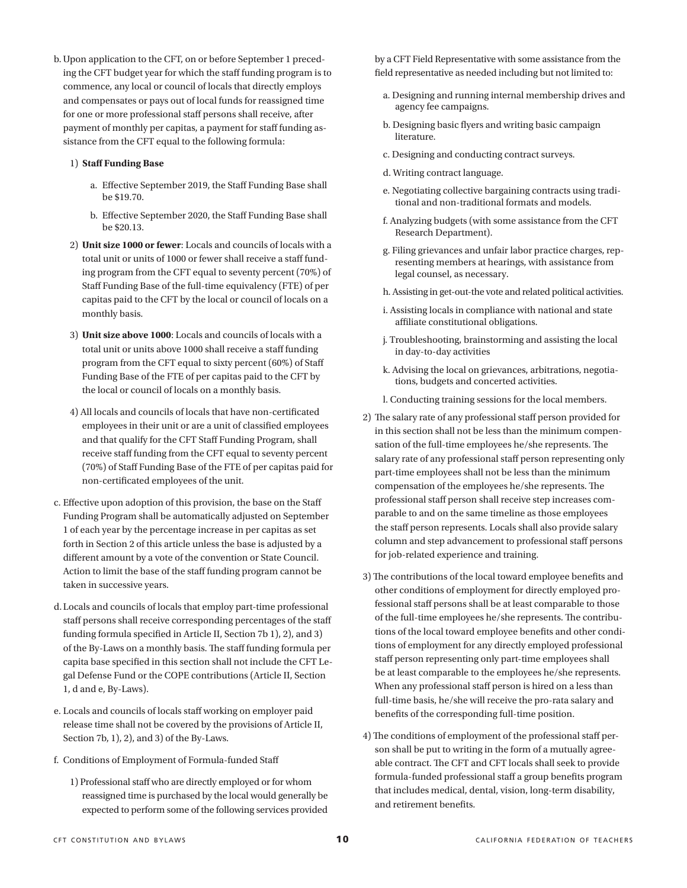b. Upon application to the CFT, on or before September 1 preceding the CFT budget year for which the staff funding program is to commence, any local or council of locals that directly employs and compensates or pays out of local funds for reassigned time for one or more professional staff persons shall receive, after payment of monthly per capitas, a payment for staff funding assistance from the CFT equal to the following formula:

   1) **Staff Funding Base**

      a. Effective September 2019, the Staff Funding Base shall be $19.70.

      b. Effective September 2020, the Staff Funding Base shall be $20.13.

   2) **Unit size 1000 or fewer**: Locals and councils of locals with a total unit or units of 1000 or fewer shall receive a staff funding program from the CFT equal to seventy percent (70%) of Staff Funding Base of the full-time equivalency (FTE) of per capitas paid to the CFT by the local or council of locals on a monthly basis.

   3) **Unit size above 1000**: Locals and councils of locals with a total unit or units above 1000 shall receive a staff funding program from the CFT equal to sixty percent (60%) of Staff Funding Base of the FTE of per capitas paid to the CFT by the local or council of locals on a monthly basis.

   4) All locals and councils of locals that have non-certificated employees in their unit or are a unit of classified employees and that qualify for the CFT Staff Funding Program, shall receive staff funding from the CFT equal to seventy percent (70%) of Staff Funding Base of the FTE of per capitas paid for non-certificated employees of the unit.

c. Effective upon adoption of this provision, the base on the Staff Funding Program shall be automatically adjusted on September 1 of each year by the percentage increase in per capitas as set forth in Section 2 of this article unless the base is adjusted by a different amount by a vote of the convention or State Council. Action to limit the base of the staff funding program cannot be taken in successive years.

d. Locals and councils of locals that employ part-time professional staff persons shall receive corresponding percentages of the staff funding formula specified in Article II, Section 7b 1), 2), and 3) of the By-Laws on a monthly basis. The staff funding formula per capita base specified in this section shall not include the CFT Legal Defense Fund or the COPE contributions (Article II, Section 1, d and e, By-Laws).

e. Locals and councils of locals staff working on employer paid release time shall not be covered by the provisions of Article II, Section 7b, 1), 2), and 3) of the By-Laws.

f. Conditions of Employment of Formula-funded Staff

   1) Professional staff who are directly employed or for whom reassigned time is purchased by the local would generally be expected to perform some of the following services provided by a CFT Field Representative with some assistance from the field representative as needed including but not limited to:

      a. Designing and running internal membership drives and agency fee campaigns.

      b. Designing basic flyers and writing basic campaign literature.

      c. Designing and conducting contract surveys.

      d. Writing contract language.

      e. Negotiating collective bargaining contracts using traditional and non-traditional formats and models.

      f. Analyzing budgets (with some assistance from the CFT Research Department).

      g. Filing grievances and unfair labor practice charges, representing members at hearings, with assistance from legal counsel, as necessary.

      h. Assisting in get-out-the vote and related political activities.

      i. Assisting locals in compliance with national and state affiliate constitutional obligations.

      j. Troubleshooting, brainstorming and assisting the local in day-to-day activities

      k. Advising the local on grievances, arbitrations, negotiations, budgets and concerted activities.

      l. Conducting training sessions for the local members.

   2) The salary rate of any professional staff person provided for in this section shall not be less than the minimum compensation of the full-time employees he/she represents. The salary rate of any professional staff person representing only part-time employees shall not be less than the minimum compensation of the employees he/she represents. The professional staff person shall receive step increases comparable to and on the same timeline as those employees the staff person represents. Locals shall also provide salary column and step advancement to professional staff persons for job-related experience and training.

   3) The contributions of the local toward employee benefits and other conditions of employment for directly employed professional staff persons shall be at least comparable to those of the full-time employees he/she represents. The contributions of the local toward employee benefits and other conditions of employment for any directly employed professional staff person representing only part-time employees shall be at least comparable to the employees he/she represents. When any professional staff person is hired on a less than full-time basis, he/she will receive the pro-rata salary and benefits of the corresponding full-time position.

   4) The conditions of employment of the professional staff person shall be put to writing in the form of a mutually agreeable contract. The CFT and CFT locals shall seek to provide formula-funded professional staff a group benefits program that includes medical, dental, vision, long-term disability, and retirement benefits.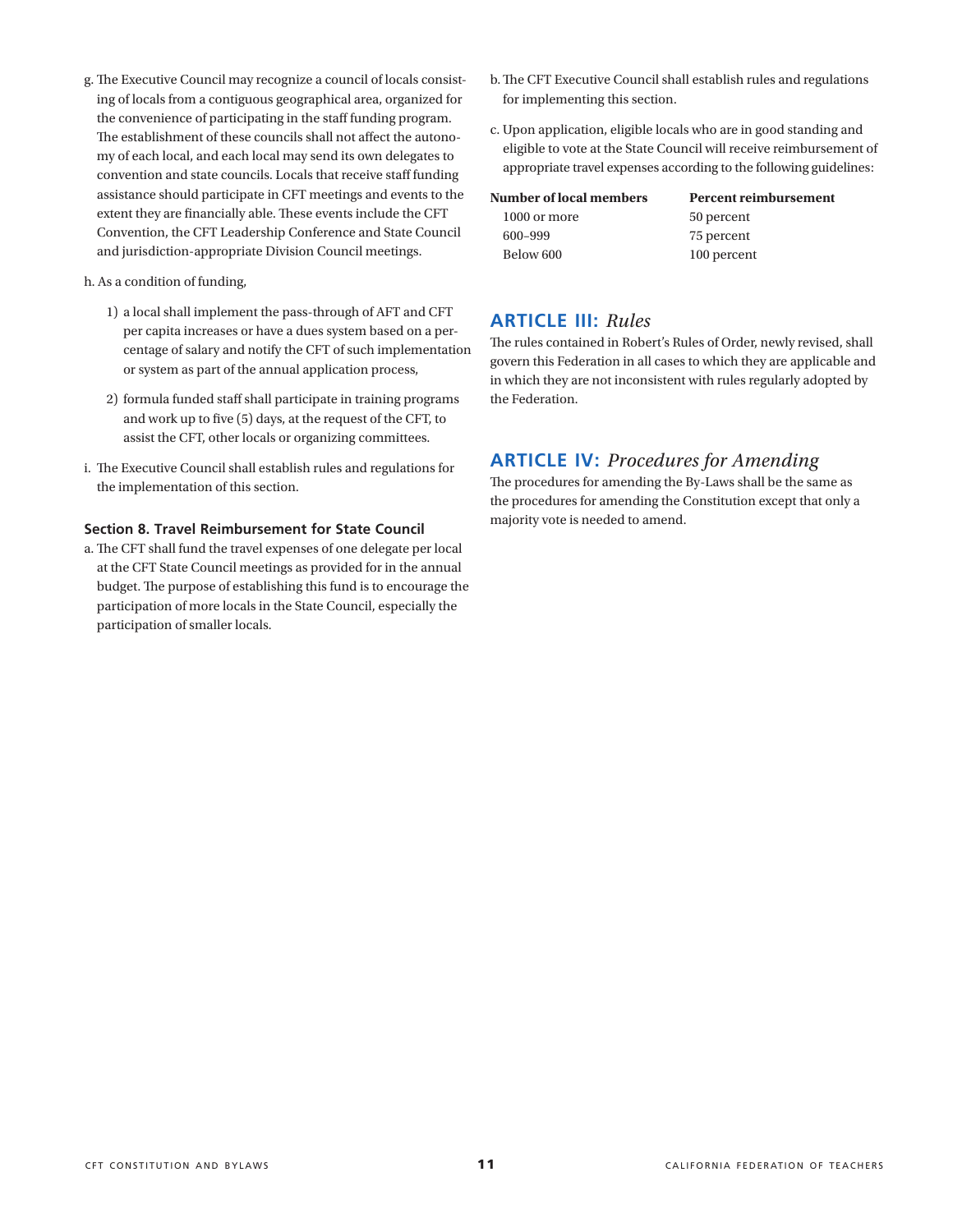g. The Executive Council may recognize a council of locals consisting of locals from a contiguous geographical area, organized for the convenience of participating in the staff funding program. The establishment of these councils shall not affect the autonomy of each local, and each local may send its own delegates to convention and state councils. Locals that receive staff funding assistance should participate in CFT meetings and events to the extent they are financially able. These events include the CFT Convention, the CFT Leadership Conference and State Council and jurisdiction-appropriate Division Council meetings.

h. As a condition of funding,

1) a local shall implement the pass-through of AFT and CFT per capita increases or have a dues system based on a percentage of salary and notify the CFT of such implementation or system as part of the annual application process,

2) formula funded staff shall participate in training programs and work up to five (5) days, at the request of the CFT, to assist the CFT, other locals or organizing committees.

i. The Executive Council shall establish rules and regulations for the implementation of this section.

#### Section 8. Travel Reimbursement for State Council

a. The CFT shall fund the travel expenses of one delegate per local at the CFT State Council meetings as provided for in the annual budget. The purpose of establishing this fund is to encourage the participation of more locals in the State Council, especially the participation of smaller locals.

b. The CFT Executive Council shall establish rules and regulations for implementing this section.

c. Upon application, eligible locals who are in good standing and eligible to vote at the State Council will receive reimbursement of appropriate travel expenses according to the following guidelines:

| Number of local members | Percent reimbursement |
|---|---|
| 1000 or more | 50 percent |
| 600–999 | 75 percent |
| Below 600 | 100 percent |

## ARTICLE III: *Rules*

The rules contained in Robert's Rules of Order, newly revised, shall govern this Federation in all cases to which they are applicable and in which they are not inconsistent with rules regularly adopted by the Federation.

## ARTICLE IV: *Procedures for Amending*

The procedures for amending the By-Laws shall be the same as the procedures for amending the Constitution except that only a majority vote is needed to amend.